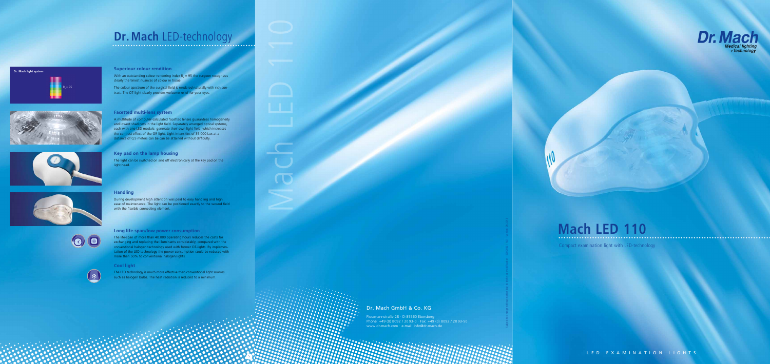# Dr. Mach LED-technology

Dr. Mach light system

$R_a = 95$

### Superiour colour rendition

With an outstanding colour rendering index $R_a = 95$ the surgeon recognizes clearly the tiniest nuances of colour in tissue.

The colour spectrum of the surgical field is rendered naturally with rich contrast. The OT-light clearly provides welcome relief for your eyes.

### Facetted multi-lens system

A multitude of computer-calculated facetted lenses guarantees homogeneity and lowest shadiness in the light field. Separately arranged optical systems, each with one LED module, generate their own light field, which increases the contrast effect of the OR light. Light intensities of 35.000 Lux at a distance of 0,5 meters can be can be attained without difficulty.

### Key pad on the lamp housing

The light can be switched on and off electronically at the key pad on the light head.

### Handling

During development high attention was paid to easy handling and high ease of maintenance. The light can be positioned exactly to the wound field with the flexible connecting element.

### Long life-span/low power consumption

The life-span of more than 40.000 operating hours reduces the costs for exchanging and replacing the illuminants considerably, compared with the conventional halogen technology used with former OT-lights. By implementation of the LED technology the power consumption could be reduced with more than 50% to conventional halogen lights.

### Cool light

The LED technology is much more effective than conventional light sources such as halogen bulbs. The heat radiation is reduced to a minimum.

Mach LED 110

Dr. Mach GmbH & Co. KG

Flossmannstraße 28 · D-85560 Ebersberg
Phone: +49 (0) 8092 / 20 93-0 · Fax: +49 (0) 8092 / 20 93-50
www.dr-mach.com · e-mail: info@dr-mach.de

Dr. Mach
Medical lighting
+Technology

# Mach LED 110

Compact examination light with LED-technology

LED EXAMINATION LIGHTS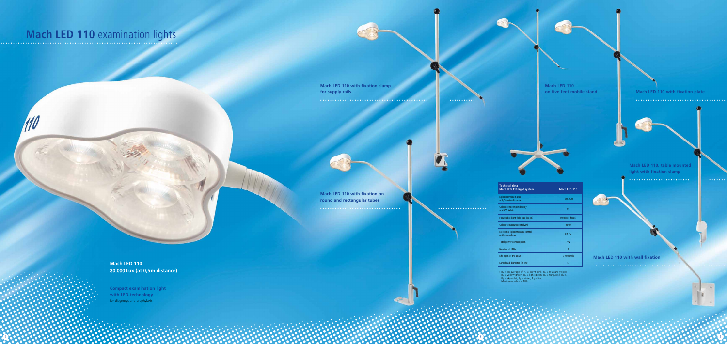# Mach LED 110 examination lights

**Mach LED 110**
**30.000 Lux (at 0,5 m distance)**

**Compact examination light with LED-technology**
for diagnosys and prophylaxis

**Mach LED 110 with fixation clamp for supply rails**

**Mach LED 110 with fixation on round and rectangular tubes**

**Mach LED 110 on five feet mobile stand**

**Mach LED 110 with fixation plate**

**Mach LED 110, table mounted light with fixation clamp**

**Mach LED 110 with wall fixation**

| Technical data Mach LED 110 light system | Mach LED 110 |
|---|---|
| Light intensity in Lux at 0,5 meter distance | 30.000 |
| Colour rendering index $R_a$ [1] at 4500 Kelvin | 95 |
| Focussable light field size (in cm) | 10 (Fixed focus) |
| Colour temperature (Kelvin) | 4000 |
| Electronic light intensity control at the lamphead | 0,5 °C |
| Total power consumption | 7 W |
| Number of LEDs | 3 |
| Life-span of the LEDs | ≥ 40.000 h |
| Lamphead diameter (in cm) | 12 |

[1] $R_a$ is an average of $R_1$ = burnt pink, $R_2$ = mustard yellow, $R_3$ = yellow-green, $R_4$ = light green, $R_5$ = turquoise blue, $R_6$ = skyviolet, $R_7$ = violet, $R_8$ = lilac. Maximum value = 100.